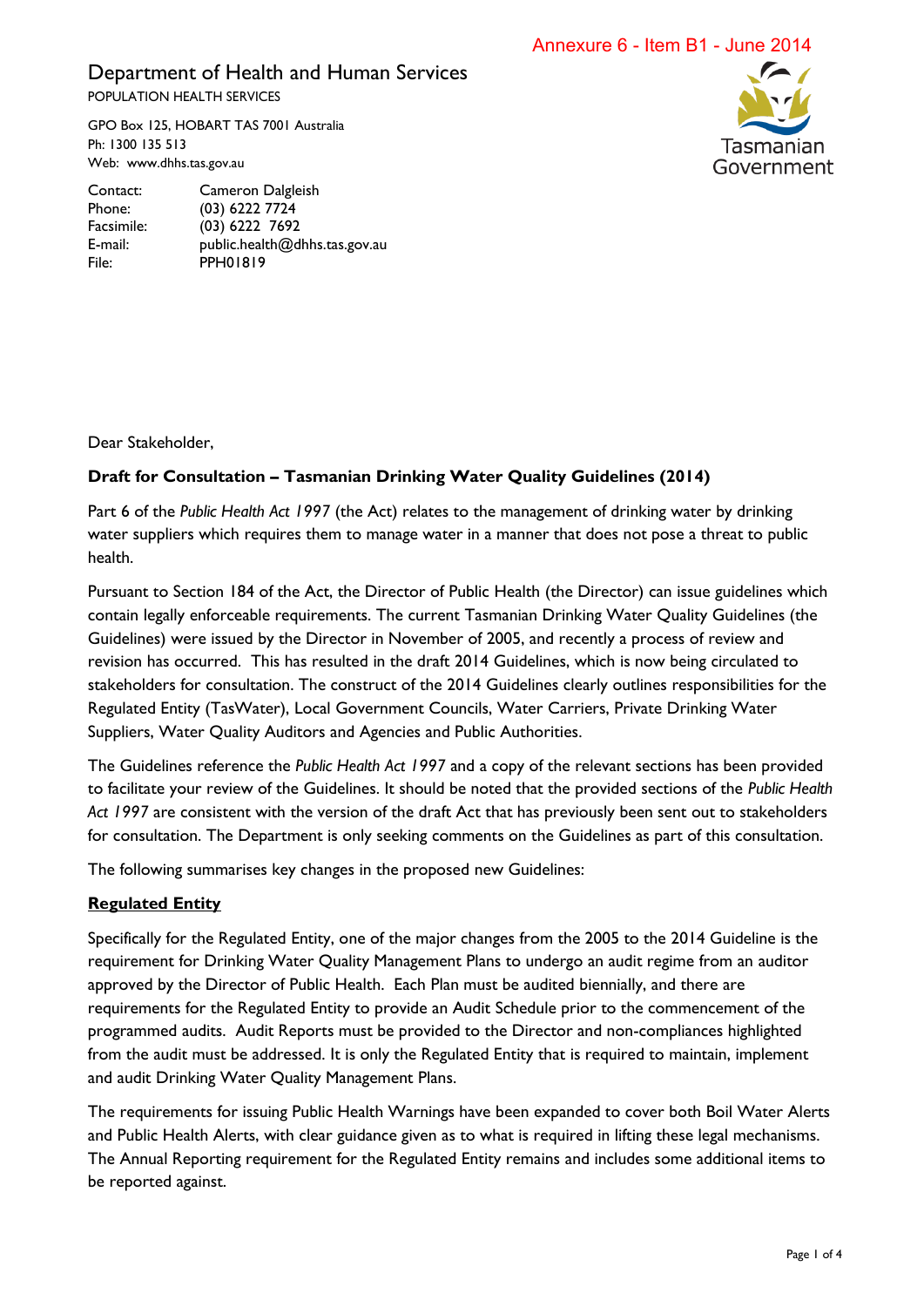Annexure 6 - Item B1 - June 2014

# Department of Health and Human Services

POPULATION HEALTH SERVICES

GPO Box 125, HOBART TAS 7001 Australia
Ph: 1300 135 513
Web: www.dhhs.tas.gov.au

Tasmanian Government

| | |
|---|---|
| Contact: | Cameron Dalgleish |
| Phone: | (03) 6222 7724 |
| Facsimile: | (03) 6222 7692 |
| E-mail: | public.health@dhhs.tas.gov.au |
| File: | PPH01819 |

Dear Stakeholder,

**Draft for Consultation – Tasmanian Drinking Water Quality Guidelines (2014)**

Part 6 of the *Public Health Act 1997* (the Act) relates to the management of drinking water by drinking water suppliers which requires them to manage water in a manner that does not pose a threat to public health.

Pursuant to Section 184 of the Act, the Director of Public Health (the Director) can issue guidelines which contain legally enforceable requirements. The current Tasmanian Drinking Water Quality Guidelines (the Guidelines) were issued by the Director in November of 2005, and recently a process of review and revision has occurred. This has resulted in the draft 2014 Guidelines, which is now being circulated to stakeholders for consultation. The construct of the 2014 Guidelines clearly outlines responsibilities for the Regulated Entity (TasWater), Local Government Councils, Water Carriers, Private Drinking Water Suppliers, Water Quality Auditors and Agencies and Public Authorities.

The Guidelines reference the *Public Health Act 1997* and a copy of the relevant sections has been provided to facilitate your review of the Guidelines. It should be noted that the provided sections of the *Public Health Act 1997* are consistent with the version of the draft Act that has previously been sent out to stakeholders for consultation. The Department is only seeking comments on the Guidelines as part of this consultation.

The following summarises key changes in the proposed new Guidelines:

**Regulated Entity**

Specifically for the Regulated Entity, one of the major changes from the 2005 to the 2014 Guideline is the requirement for Drinking Water Quality Management Plans to undergo an audit regime from an auditor approved by the Director of Public Health. Each Plan must be audited biennially, and there are requirements for the Regulated Entity to provide an Audit Schedule prior to the commencement of the programmed audits. Audit Reports must be provided to the Director and non-compliances highlighted from the audit must be addressed. It is only the Regulated Entity that is required to maintain, implement and audit Drinking Water Quality Management Plans.

The requirements for issuing Public Health Warnings have been expanded to cover both Boil Water Alerts and Public Health Alerts, with clear guidance given as to what is required in lifting these legal mechanisms. The Annual Reporting requirement for the Regulated Entity remains and includes some additional items to be reported against.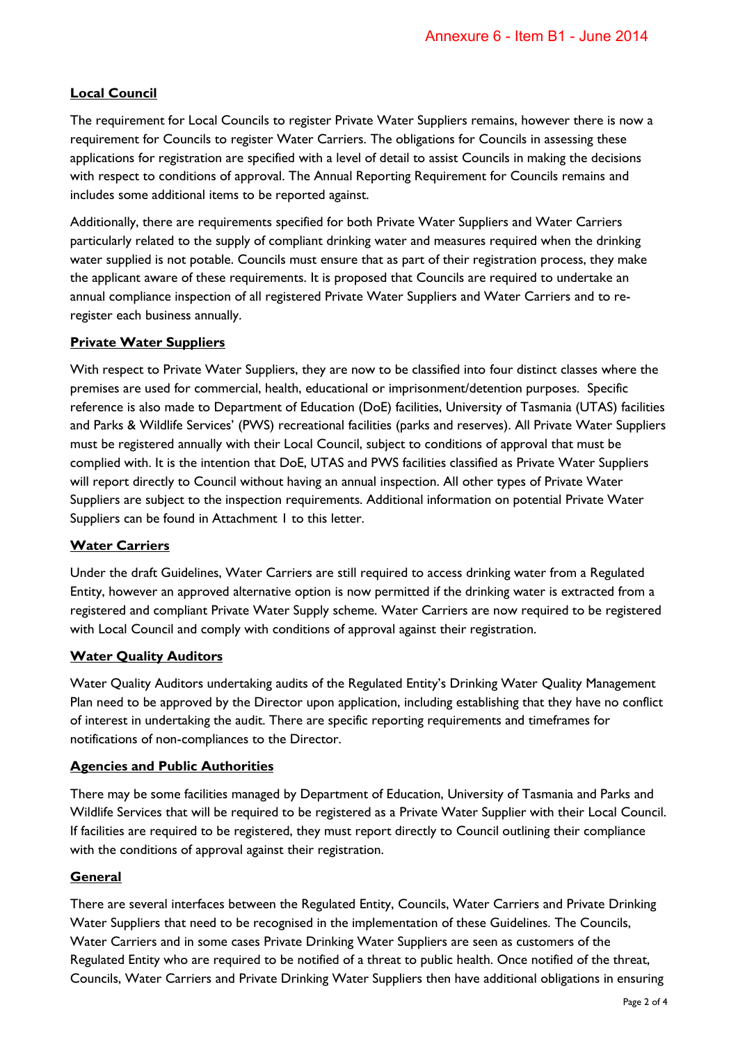**Local Council**

The requirement for Local Councils to register Private Water Suppliers remains, however there is now a requirement for Councils to register Water Carriers. The obligations for Councils in assessing these applications for registration are specified with a level of detail to assist Councils in making the decisions with respect to conditions of approval. The Annual Reporting Requirement for Councils remains and includes some additional items to be reported against.

Additionally, there are requirements specified for both Private Water Suppliers and Water Carriers particularly related to the supply of compliant drinking water and measures required when the drinking water supplied is not potable. Councils must ensure that as part of their registration process, they make the applicant aware of these requirements. It is proposed that Councils are required to undertake an annual compliance inspection of all registered Private Water Suppliers and Water Carriers and to re-register each business annually.

**Private Water Suppliers**

With respect to Private Water Suppliers, they are now to be classified into four distinct classes where the premises are used for commercial, health, educational or imprisonment/detention purposes. Specific reference is also made to Department of Education (DoE) facilities, University of Tasmania (UTAS) facilities and Parks & Wildlife Services' (PWS) recreational facilities (parks and reserves). All Private Water Suppliers must be registered annually with their Local Council, subject to conditions of approval that must be complied with. It is the intention that DoE, UTAS and PWS facilities classified as Private Water Suppliers will report directly to Council without having an annual inspection. All other types of Private Water Suppliers are subject to the inspection requirements. Additional information on potential Private Water Suppliers can be found in Attachment 1 to this letter.

**Water Carriers**

Under the draft Guidelines, Water Carriers are still required to access drinking water from a Regulated Entity, however an approved alternative option is now permitted if the drinking water is extracted from a registered and compliant Private Water Supply scheme. Water Carriers are now required to be registered with Local Council and comply with conditions of approval against their registration.

**Water Quality Auditors**

Water Quality Auditors undertaking audits of the Regulated Entity's Drinking Water Quality Management Plan need to be approved by the Director upon application, including establishing that they have no conflict of interest in undertaking the audit. There are specific reporting requirements and timeframes for notifications of non-compliances to the Director.

**Agencies and Public Authorities**

There may be some facilities managed by Department of Education, University of Tasmania and Parks and Wildlife Services that will be required to be registered as a Private Water Supplier with their Local Council. If facilities are required to be registered, they must report directly to Council outlining their compliance with the conditions of approval against their registration.

**General**

There are several interfaces between the Regulated Entity, Councils, Water Carriers and Private Drinking Water Suppliers that need to be recognised in the implementation of these Guidelines. The Councils, Water Carriers and in some cases Private Drinking Water Suppliers are seen as customers of the Regulated Entity who are required to be notified of a threat to public health. Once notified of the threat, Councils, Water Carriers and Private Drinking Water Suppliers then have additional obligations in ensuring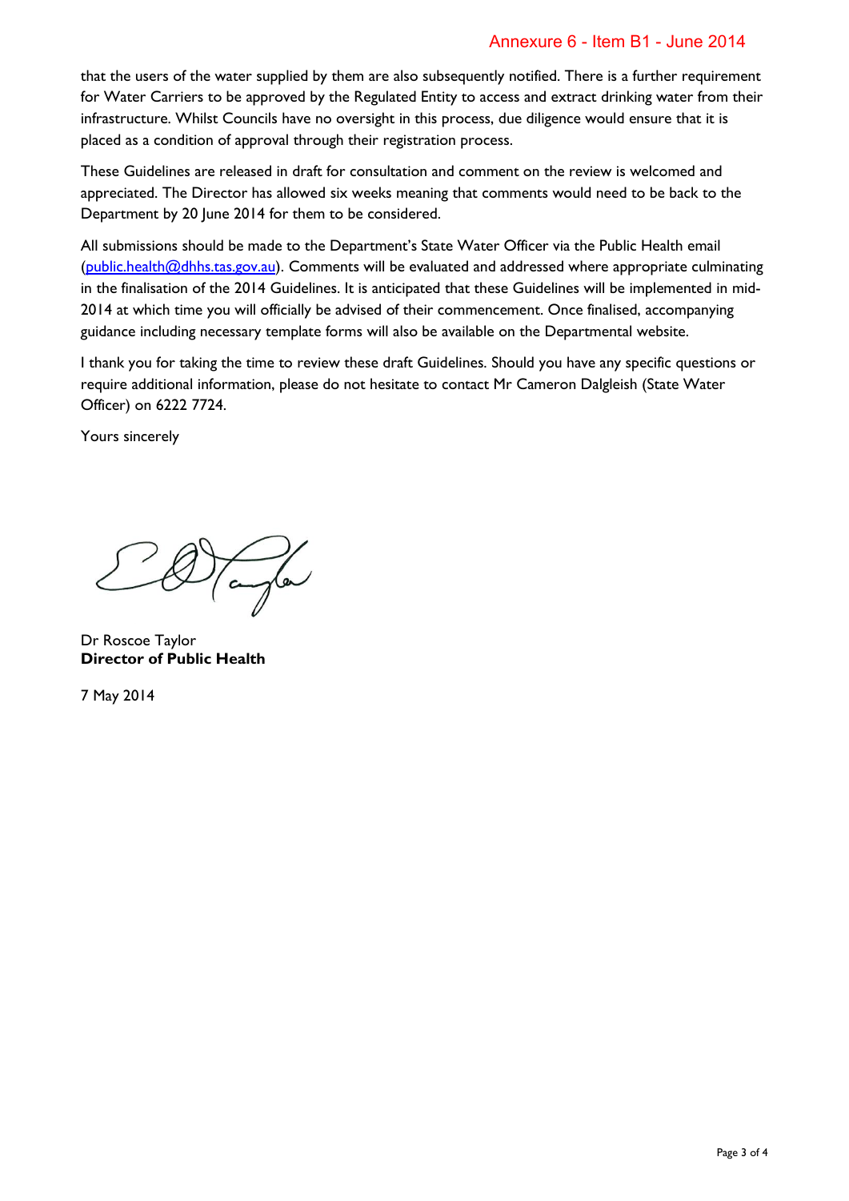that the users of the water supplied by them are also subsequently notified. There is a further requirement for Water Carriers to be approved by the Regulated Entity to access and extract drinking water from their infrastructure. Whilst Councils have no oversight in this process, due diligence would ensure that it is placed as a condition of approval through their registration process.

These Guidelines are released in draft for consultation and comment on the review is welcomed and appreciated. The Director has allowed six weeks meaning that comments would need to be back to the Department by 20 June 2014 for them to be considered.

All submissions should be made to the Department's State Water Officer via the Public Health email (public.health@dhhs.tas.gov.au). Comments will be evaluated and addressed where appropriate culminating in the finalisation of the 2014 Guidelines. It is anticipated that these Guidelines will be implemented in mid-2014 at which time you will officially be advised of their commencement. Once finalised, accompanying guidance including necessary template forms will also be available on the Departmental website.

I thank you for taking the time to review these draft Guidelines. Should you have any specific questions or require additional information, please do not hesitate to contact Mr Cameron Dalgleish (State Water Officer) on 6222 7724.

Yours sincerely

Dr Roscoe Taylor
**Director of Public Health**

7 May 2014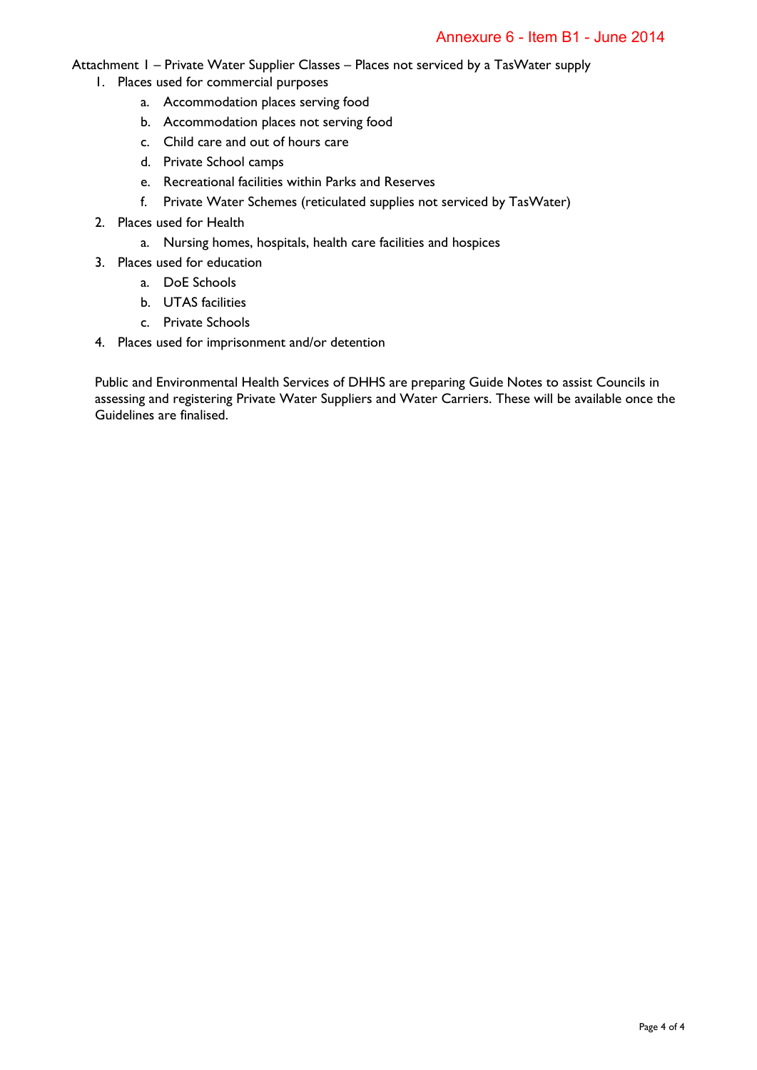Annexure 6 - Item B1 - June 2014

Attachment 1 – Private Water Supplier Classes – Places not serviced by a TasWater supply

1. Places used for commercial purposes
   a. Accommodation places serving food
   b. Accommodation places not serving food
   c. Child care and out of hours care
   d. Private School camps
   e. Recreational facilities within Parks and Reserves
   f. Private Water Schemes (reticulated supplies not serviced by TasWater)
2. Places used for Health
   a. Nursing homes, hospitals, health care facilities and hospices
3. Places used for education
   a. DoE Schools
   b. UTAS facilities
   c. Private Schools
4. Places used for imprisonment and/or detention

Public and Environmental Health Services of DHHS are preparing Guide Notes to assist Councils in assessing and registering Private Water Suppliers and Water Carriers. These will be available once the Guidelines are finalised.